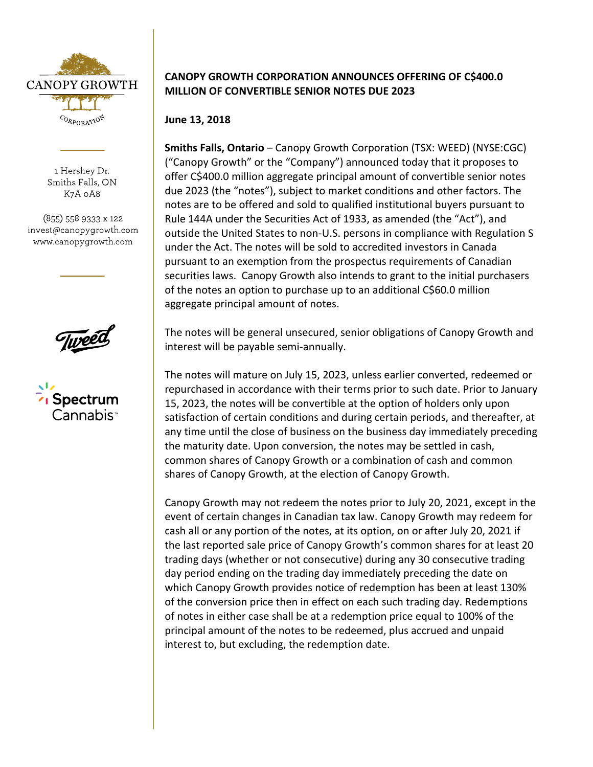# CANOPY GROWTH CORPORATION ANNOUNCES OFFERING OF C$400.0 MILLION OF CONVERTIBLE SENIOR NOTES DUE 2023

CANOPY GROWTH CORPORATION

1 Hershey Dr.
Smiths Falls, ON
K7A 0A8

(855) 558 9333 x 122
invest@canopygrowth.com
www.canopygrowth.com

**June 13, 2018**

**Smiths Falls, Ontario** – Canopy Growth Corporation (TSX: WEED) (NYSE:CGC) ("Canopy Growth" or the "Company") announced today that it proposes to offer C$400.0 million aggregate principal amount of convertible senior notes due 2023 (the "notes"), subject to market conditions and other factors. The notes are to be offered and sold to qualified institutional buyers pursuant to Rule 144A under the Securities Act of 1933, as amended (the "Act"), and outside the United States to non-U.S. persons in compliance with Regulation S under the Act. The notes will be sold to accredited investors in Canada pursuant to an exemption from the prospectus requirements of Canadian securities laws. Canopy Growth also intends to grant to the initial purchasers of the notes an option to purchase up to an additional C$60.0 million aggregate principal amount of notes.

The notes will be general unsecured, senior obligations of Canopy Growth and interest will be payable semi-annually.

The notes will mature on July 15, 2023, unless earlier converted, redeemed or repurchased in accordance with their terms prior to such date. Prior to January 15, 2023, the notes will be convertible at the option of holders only upon satisfaction of certain conditions and during certain periods, and thereafter, at any time until the close of business on the business day immediately preceding the maturity date. Upon conversion, the notes may be settled in cash, common shares of Canopy Growth or a combination of cash and common shares of Canopy Growth, at the election of Canopy Growth.

Canopy Growth may not redeem the notes prior to July 20, 2021, except in the event of certain changes in Canadian tax law. Canopy Growth may redeem for cash all or any portion of the notes, at its option, on or after July 20, 2021 if the last reported sale price of Canopy Growth's common shares for at least 20 trading days (whether or not consecutive) during any 30 consecutive trading day period ending on the trading day immediately preceding the date on which Canopy Growth provides notice of redemption has been at least 130% of the conversion price then in effect on each such trading day. Redemptions of notes in either case shall be at a redemption price equal to 100% of the principal amount of the notes to be redeemed, plus accrued and unpaid interest to, but excluding, the redemption date.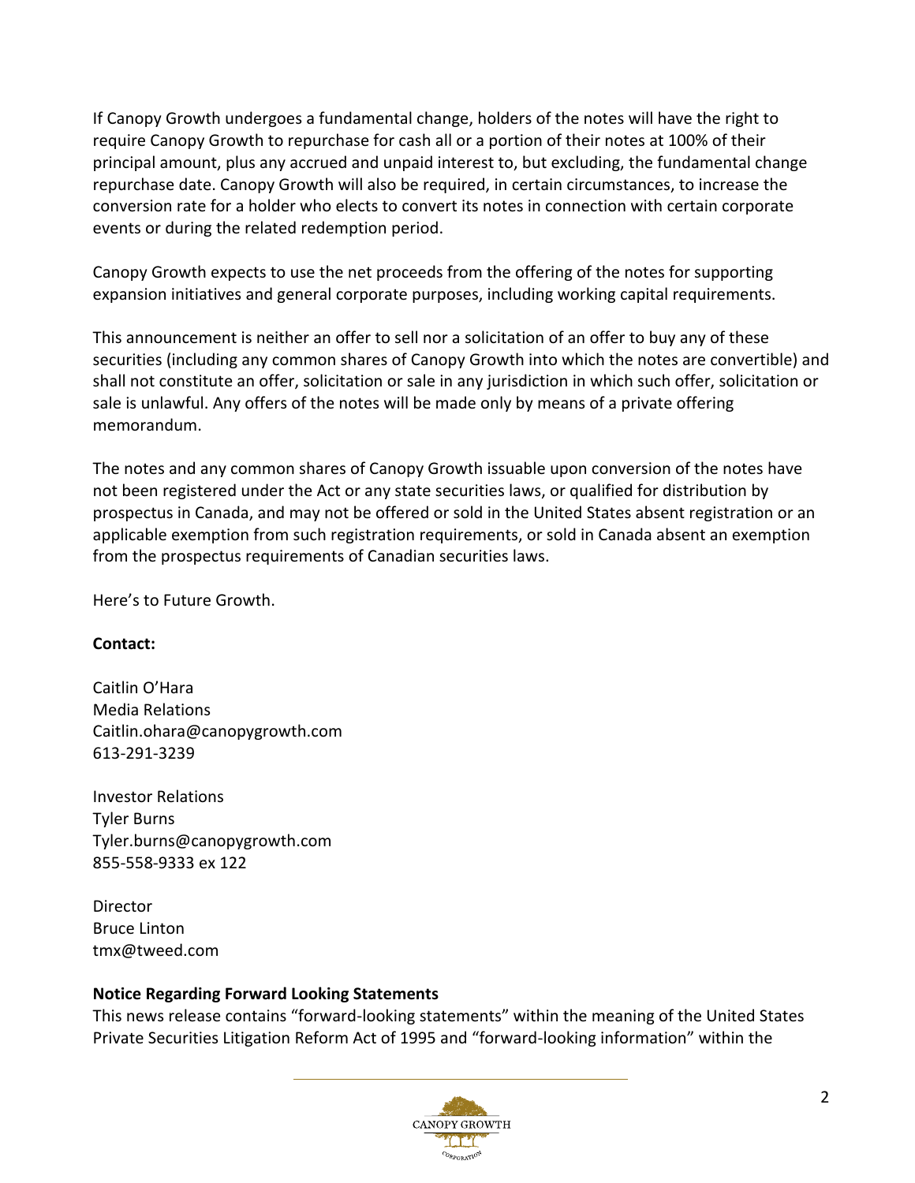If Canopy Growth undergoes a fundamental change, holders of the notes will have the right to require Canopy Growth to repurchase for cash all or a portion of their notes at 100% of their principal amount, plus any accrued and unpaid interest to, but excluding, the fundamental change repurchase date. Canopy Growth will also be required, in certain circumstances, to increase the conversion rate for a holder who elects to convert its notes in connection with certain corporate events or during the related redemption period.

Canopy Growth expects to use the net proceeds from the offering of the notes for supporting expansion initiatives and general corporate purposes, including working capital requirements.

This announcement is neither an offer to sell nor a solicitation of an offer to buy any of these securities (including any common shares of Canopy Growth into which the notes are convertible) and shall not constitute an offer, solicitation or sale in any jurisdiction in which such offer, solicitation or sale is unlawful. Any offers of the notes will be made only by means of a private offering memorandum.

The notes and any common shares of Canopy Growth issuable upon conversion of the notes have not been registered under the Act or any state securities laws, or qualified for distribution by prospectus in Canada, and may not be offered or sold in the United States absent registration or an applicable exemption from such registration requirements, or sold in Canada absent an exemption from the prospectus requirements of Canadian securities laws.

Here's to Future Growth.

**Contact:**

Caitlin O'Hara
Media Relations
Caitlin.ohara@canopygrowth.com
613-291-3239

Investor Relations
Tyler Burns
Tyler.burns@canopygrowth.com
855-558-9333 ex 122

Director
Bruce Linton
tmx@tweed.com

**Notice Regarding Forward Looking Statements**

This news release contains "forward-looking statements" within the meaning of the United States Private Securities Litigation Reform Act of 1995 and "forward-looking information" within the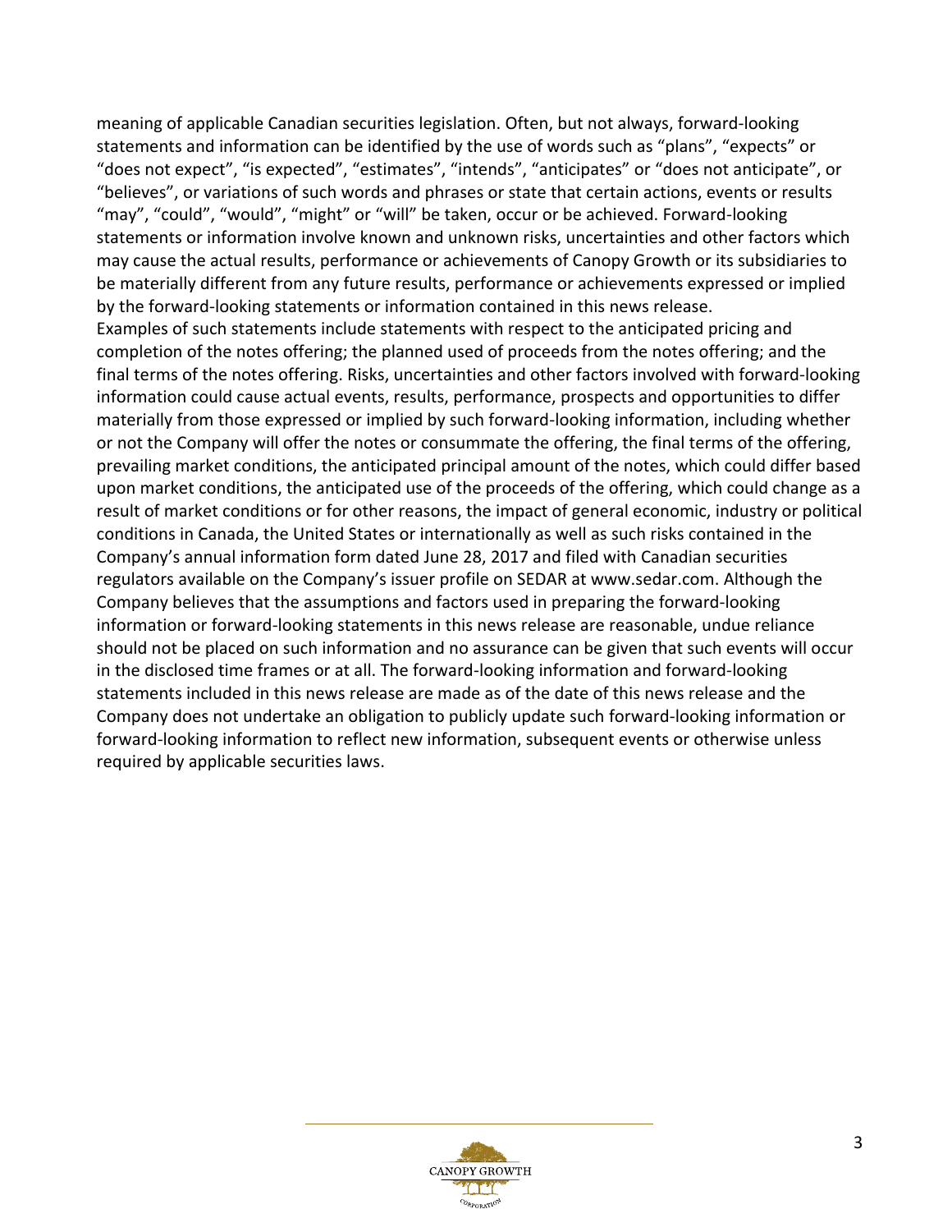meaning of applicable Canadian securities legislation. Often, but not always, forward-looking statements and information can be identified by the use of words such as “plans”, “expects” or “does not expect”, “is expected”, “estimates”, “intends”, “anticipates” or “does not anticipate”, or “believes”, or variations of such words and phrases or state that certain actions, events or results “may”, “could”, “would”, “might” or “will” be taken, occur or be achieved. Forward-looking statements or information involve known and unknown risks, uncertainties and other factors which may cause the actual results, performance or achievements of Canopy Growth or its subsidiaries to be materially different from any future results, performance or achievements expressed or implied by the forward-looking statements or information contained in this news release.

Examples of such statements include statements with respect to the anticipated pricing and completion of the notes offering; the planned used of proceeds from the notes offering; and the final terms of the notes offering. Risks, uncertainties and other factors involved with forward-looking information could cause actual events, results, performance, prospects and opportunities to differ materially from those expressed or implied by such forward-looking information, including whether or not the Company will offer the notes or consummate the offering, the final terms of the offering, prevailing market conditions, the anticipated principal amount of the notes, which could differ based upon market conditions, the anticipated use of the proceeds of the offering, which could change as a result of market conditions or for other reasons, the impact of general economic, industry or political conditions in Canada, the United States or internationally as well as such risks contained in the Company’s annual information form dated June 28, 2017 and filed with Canadian securities regulators available on the Company’s issuer profile on SEDAR at www.sedar.com. Although the Company believes that the assumptions and factors used in preparing the forward-looking information or forward-looking statements in this news release are reasonable, undue reliance should not be placed on such information and no assurance can be given that such events will occur in the disclosed time frames or at all. The forward-looking information and forward-looking statements included in this news release are made as of the date of this news release and the Company does not undertake an obligation to publicly update such forward-looking information or forward-looking information to reflect new information, subsequent events or otherwise unless required by applicable securities laws.